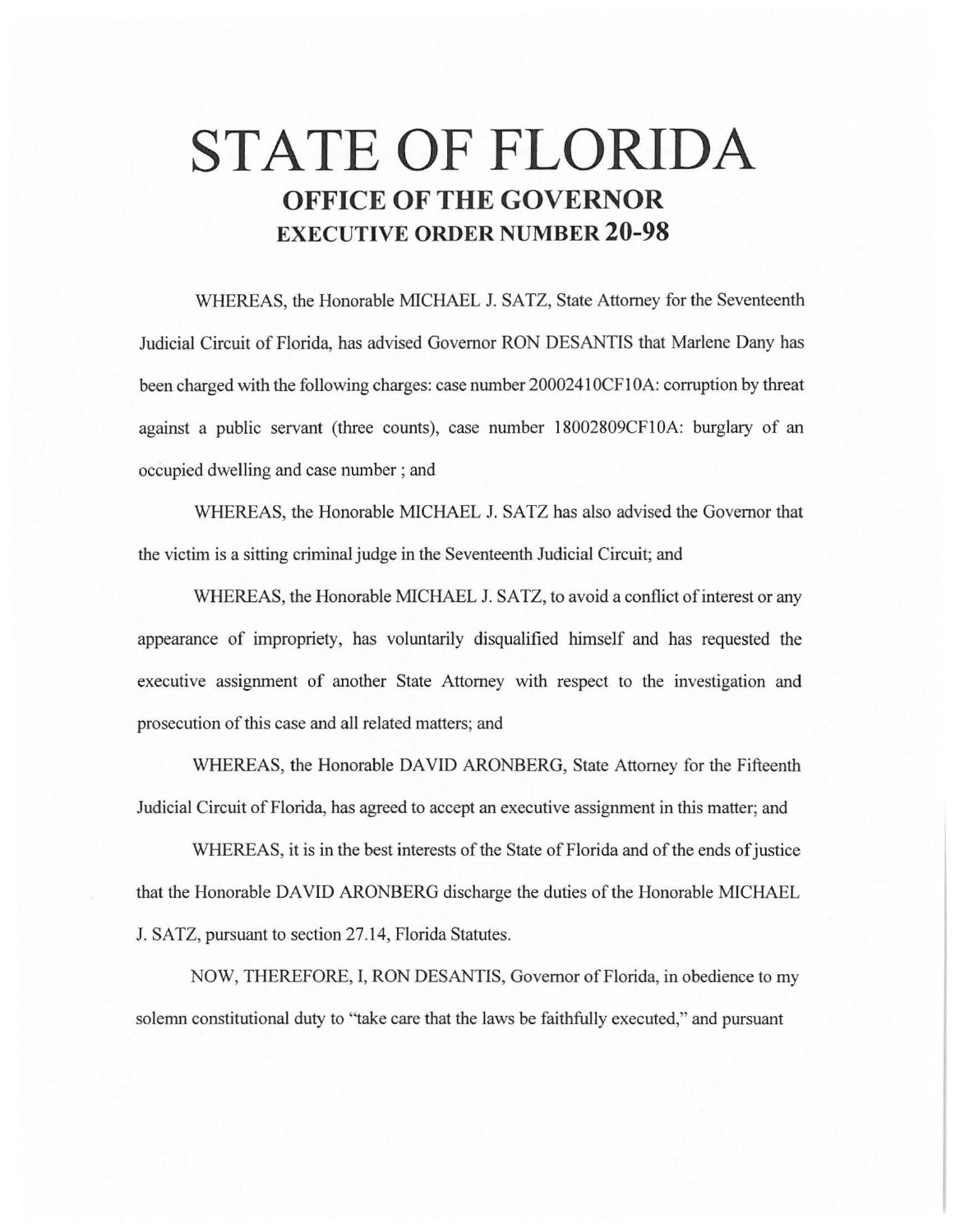# STATE OF FLORIDA

## OFFICE OF THE GOVERNOR

## EXECUTIVE ORDER NUMBER 20-98

WHEREAS, the Honorable MICHAEL J. SATZ, State Attorney for the Seventeenth Judicial Circuit of Florida, has advised Governor RON DESANTIS that Marlene Dany has been charged with the following charges: case number 20002410CF10A: corruption by threat against a public servant (three counts), case number 18002809CF10A: burglary of an occupied dwelling and case number ; and

WHEREAS, the Honorable MICHAEL J. SATZ has also advised the Governor that the victim is a sitting criminal judge in the Seventeenth Judicial Circuit; and

WHEREAS, the Honorable MICHAEL J. SATZ, to avoid a conflict of interest or any appearance of impropriety, has voluntarily disqualified himself and has requested the executive assignment of another State Attorney with respect to the investigation and prosecution of this case and all related matters; and

WHEREAS, the Honorable DAVID ARONBERG, State Attorney for the Fifteenth Judicial Circuit of Florida, has agreed to accept an executive assignment in this matter; and

WHEREAS, it is in the best interests of the State of Florida and of the ends of justice that the Honorable DAVID ARONBERG discharge the duties of the Honorable MICHAEL J. SATZ, pursuant to section 27.14, Florida Statutes.

NOW, THEREFORE, I, RON DESANTIS, Governor of Florida, in obedience to my solemn constitutional duty to "take care that the laws be faithfully executed," and pursuant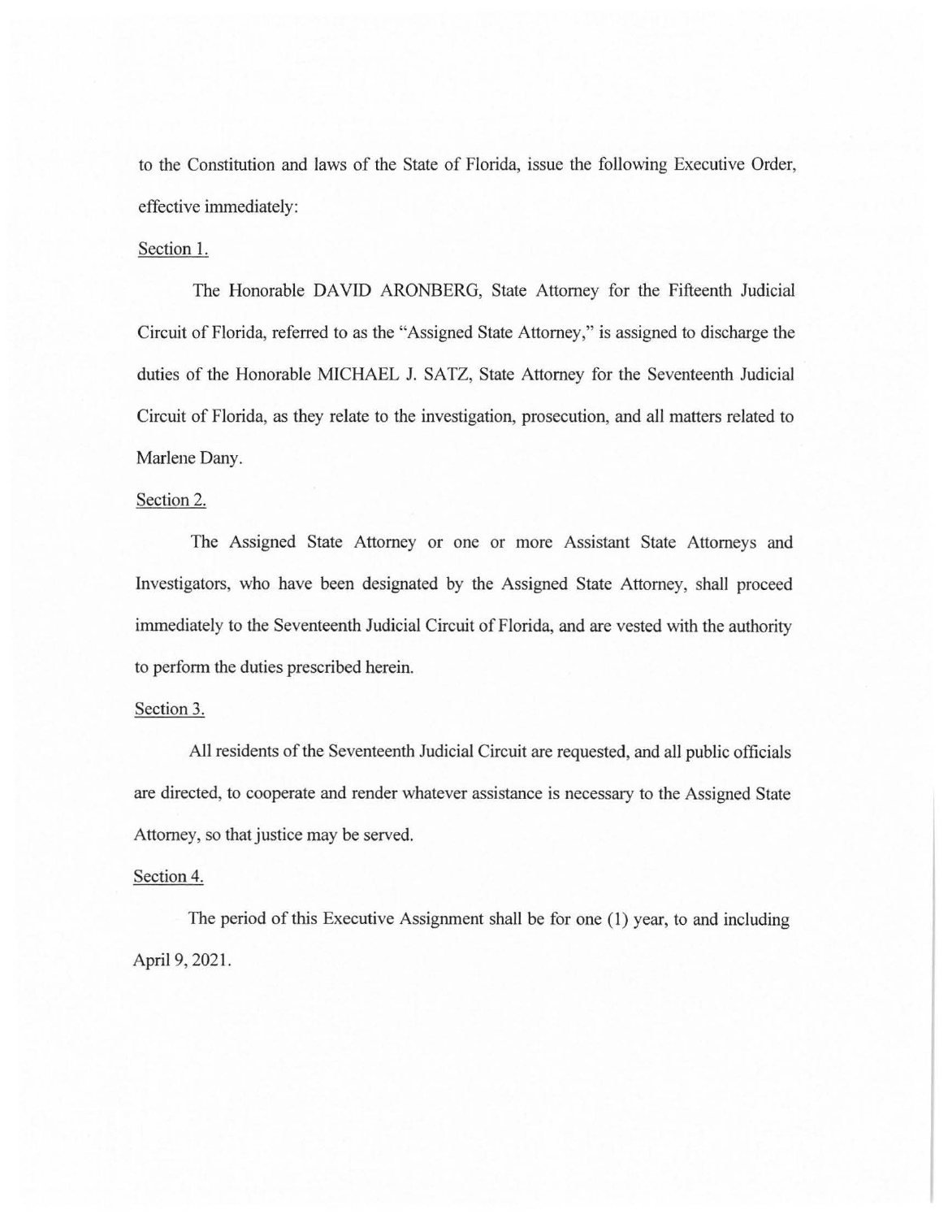to the Constitution and laws of the State of Florida, issue the following Executive Order, effective immediately:

Section 1.

The Honorable DAVID ARONBERG, State Attorney for the Fifteenth Judicial Circuit of Florida, referred to as the "Assigned State Attorney," is assigned to discharge the duties of the Honorable MICHAEL J. SATZ, State Attorney for the Seventeenth Judicial Circuit of Florida, as they relate to the investigation, prosecution, and all matters related to Marlene Dany.

Section 2.

The Assigned State Attorney or one or more Assistant State Attorneys and Investigators, who have been designated by the Assigned State Attorney, shall proceed immediately to the Seventeenth Judicial Circuit of Florida, and are vested with the authority to perform the duties prescribed herein.

Section 3.

All residents of the Seventeenth Judicial Circuit are requested, and all public officials are directed, to cooperate and render whatever assistance is necessary to the Assigned State Attorney, so that justice may be served.

Section 4.

The period of this Executive Assignment shall be for one (1) year, to and including April 9, 2021.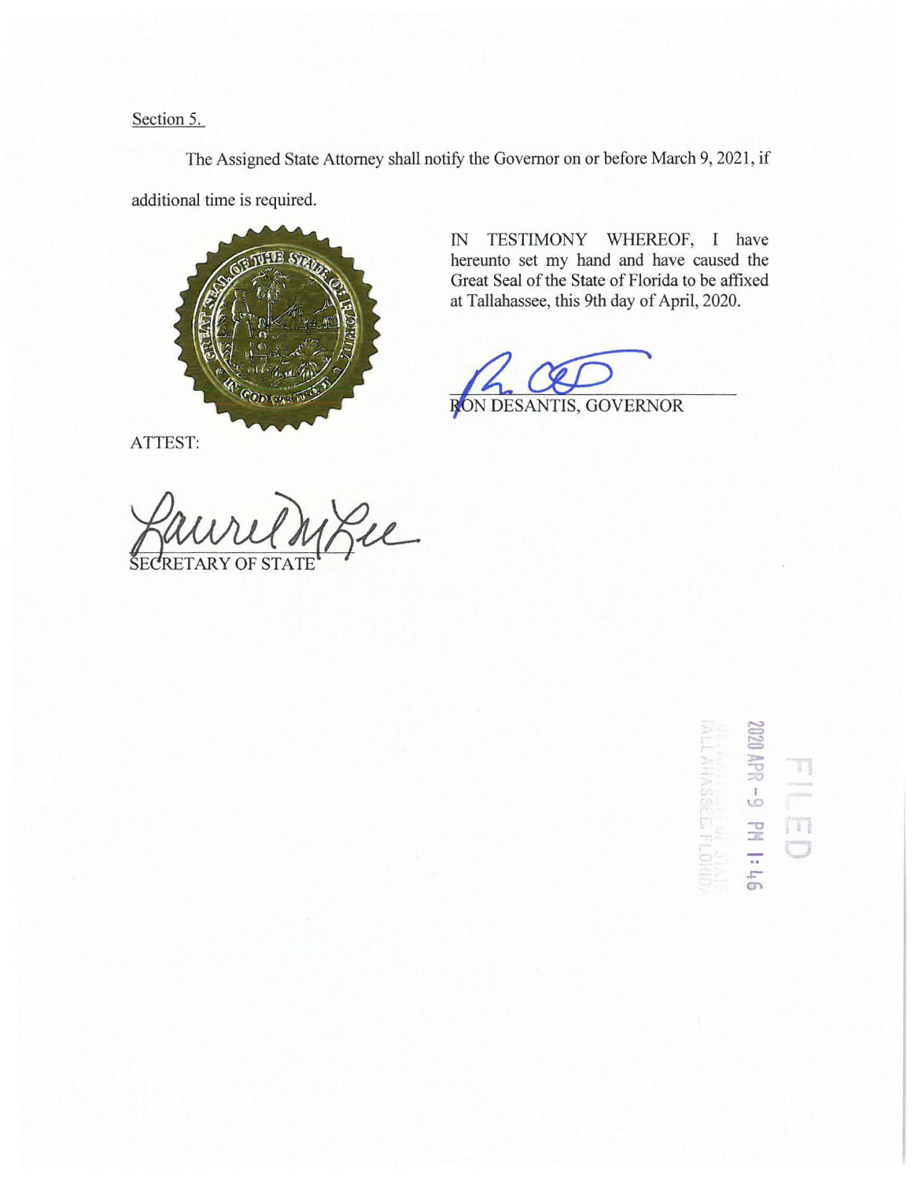Section 5.

The Assigned State Attorney shall notify the Governor on or before March 9, 2021, if additional time is required.

IN TESTIMONY WHEREOF, I have hereunto set my hand and have caused the Great Seal of the State of Florida to be affixed at Tallahassee, this 9th day of April, 2020.

RON DESANTIS, GOVERNOR

ATTEST:

SECRETARY OF STATE

FILED

2020 APR -9 PM 1:46

DEPARTMENT OF STATE
TALLAHASSEE, FLORIDA